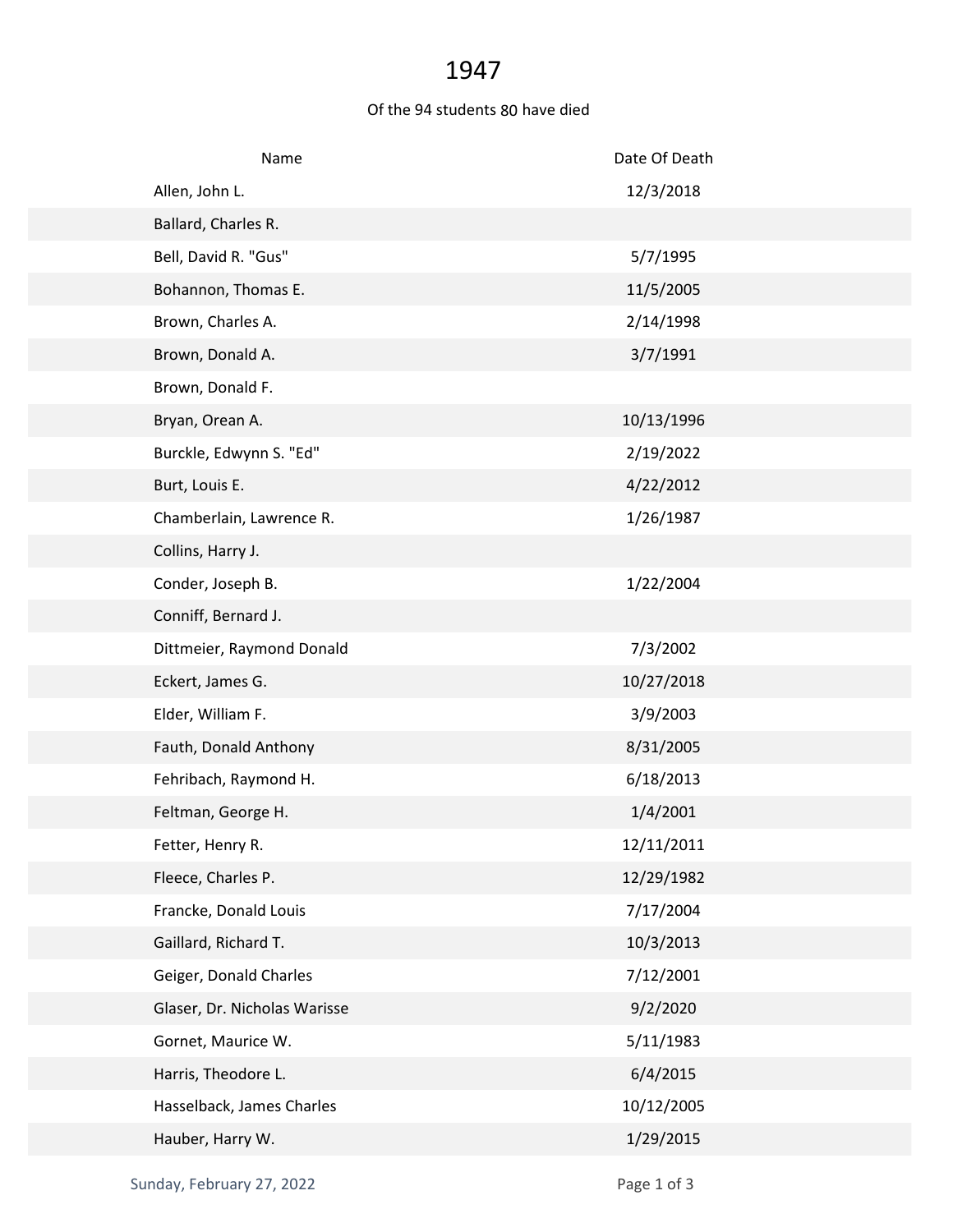# 1947

Of the 94 students 80 have died

| Name | Date Of Death |
| --- | --- |
| Allen, John L. | 12/3/2018 |
| Ballard, Charles R. | |
| Bell, David R. "Gus" | 5/7/1995 |
| Bohannon, Thomas E. | 11/5/2005 |
| Brown, Charles A. | 2/14/1998 |
| Brown, Donald A. | 3/7/1991 |
| Brown, Donald F. | |
| Bryan, Orean A. | 10/13/1996 |
| Burckle, Edwynn S. "Ed" | 2/19/2022 |
| Burt, Louis E. | 4/22/2012 |
| Chamberlain, Lawrence R. | 1/26/1987 |
| Collins, Harry J. | |
| Conder, Joseph B. | 1/22/2004 |
| Conniff, Bernard J. | |
| Dittmeier, Raymond Donald | 7/3/2002 |
| Eckert, James G. | 10/27/2018 |
| Elder, William F. | 3/9/2003 |
| Fauth, Donald Anthony | 8/31/2005 |
| Fehribach, Raymond H. | 6/18/2013 |
| Feltman, George H. | 1/4/2001 |
| Fetter, Henry R. | 12/11/2011 |
| Fleece, Charles P. | 12/29/1982 |
| Francke, Donald Louis | 7/17/2004 |
| Gaillard, Richard T. | 10/3/2013 |
| Geiger, Donald Charles | 7/12/2001 |
| Glaser, Dr. Nicholas Warisse | 9/2/2020 |
| Gornet, Maurice W. | 5/11/1983 |
| Harris, Theodore L. | 6/4/2015 |
| Hasselback, James Charles | 10/12/2005 |
| Hauber, Harry W. | 1/29/2015 |

Sunday, February 27, 2022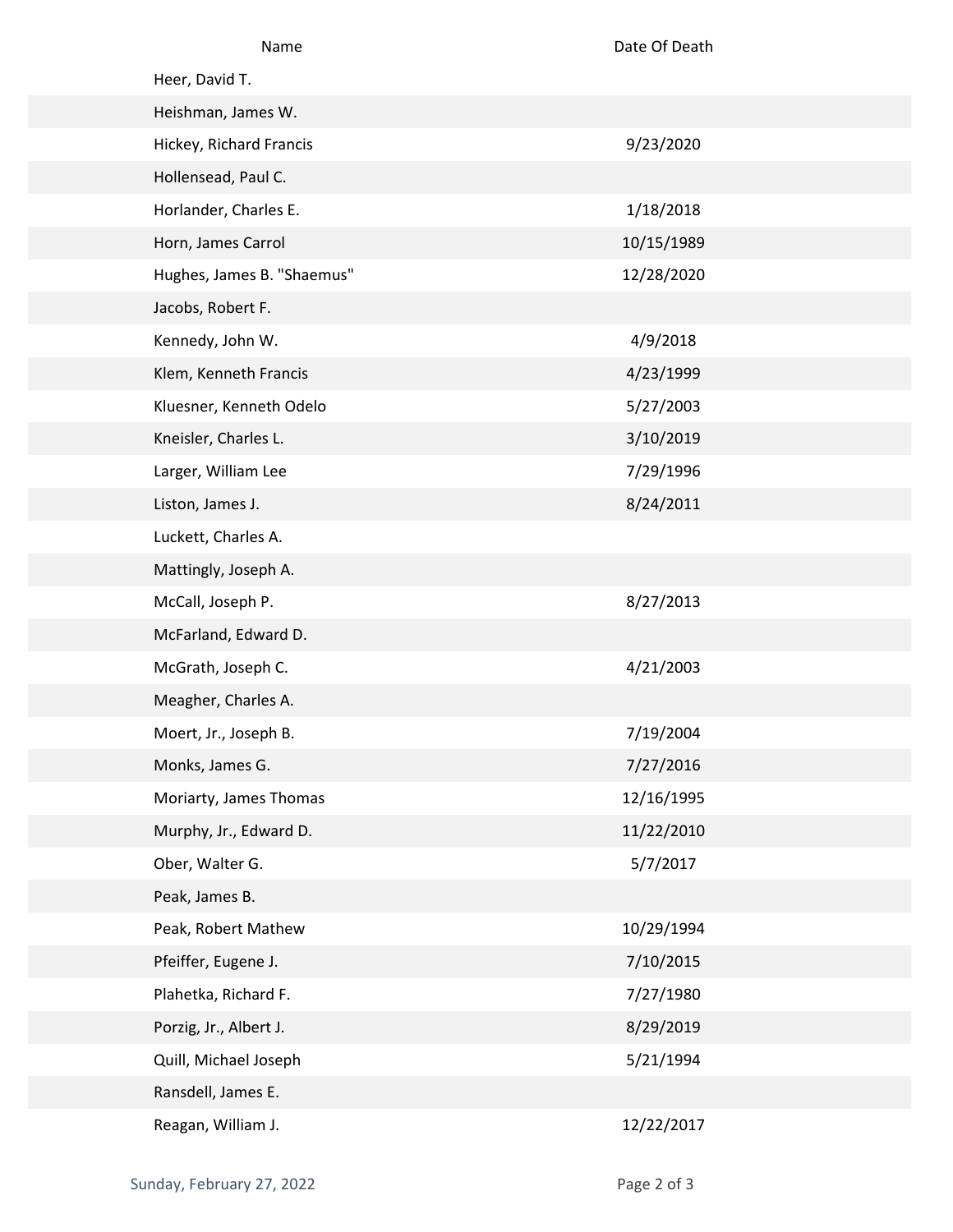| Name | Date Of Death |
| --- | --- |
| Heer, David T. | |
| Heishman, James W. | |
| Hickey, Richard Francis | 9/23/2020 |
| Hollensead, Paul C. | |
| Horlander, Charles E. | 1/18/2018 |
| Horn, James Carrol | 10/15/1989 |
| Hughes, James B. "Shaemus" | 12/28/2020 |
| Jacobs, Robert F. | |
| Kennedy, John W. | 4/9/2018 |
| Klem, Kenneth Francis | 4/23/1999 |
| Kluesner, Kenneth Odelo | 5/27/2003 |
| Kneisler, Charles L. | 3/10/2019 |
| Larger, William Lee | 7/29/1996 |
| Liston, James J. | 8/24/2011 |
| Luckett, Charles A. | |
| Mattingly, Joseph A. | |
| McCall, Joseph P. | 8/27/2013 |
| McFarland, Edward D. | |
| McGrath, Joseph C. | 4/21/2003 |
| Meagher, Charles A. | |
| Moert, Jr., Joseph B. | 7/19/2004 |
| Monks, James G. | 7/27/2016 |
| Moriarty, James Thomas | 12/16/1995 |
| Murphy, Jr., Edward D. | 11/22/2010 |
| Ober, Walter G. | 5/7/2017 |
| Peak, James B. | |
| Peak, Robert Mathew | 10/29/1994 |
| Pfeiffer, Eugene J. | 7/10/2015 |
| Plahetka, Richard F. | 7/27/1980 |
| Porzig, Jr., Albert J. | 8/29/2019 |
| Quill, Michael Joseph | 5/21/1994 |
| Ransdell, James E. | |
| Reagan, William J. | 12/22/2017 |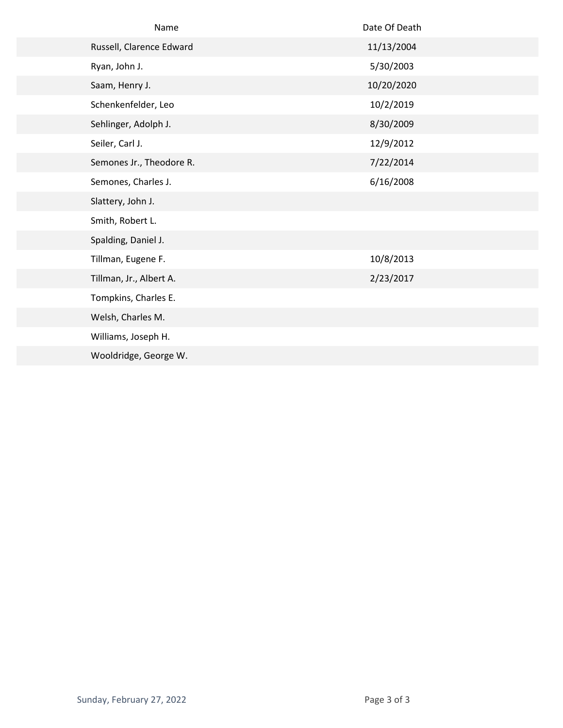| Name | Date Of Death |
| --- | --- |
| Russell, Clarence Edward | 11/13/2004 |
| Ryan, John J. | 5/30/2003 |
| Saam, Henry J. | 10/20/2020 |
| Schenkenfelder, Leo | 10/2/2019 |
| Sehlinger, Adolph J. | 8/30/2009 |
| Seiler, Carl J. | 12/9/2012 |
| Semones Jr., Theodore R. | 7/22/2014 |
| Semones, Charles J. | 6/16/2008 |
| Slattery, John J. | |
| Smith, Robert L. | |
| Spalding, Daniel J. | |
| Tillman, Eugene F. | 10/8/2013 |
| Tillman, Jr., Albert A. | 2/23/2017 |
| Tompkins, Charles E. | |
| Welsh, Charles M. | |
| Williams, Joseph H. | |
| Wooldridge, George W. | |